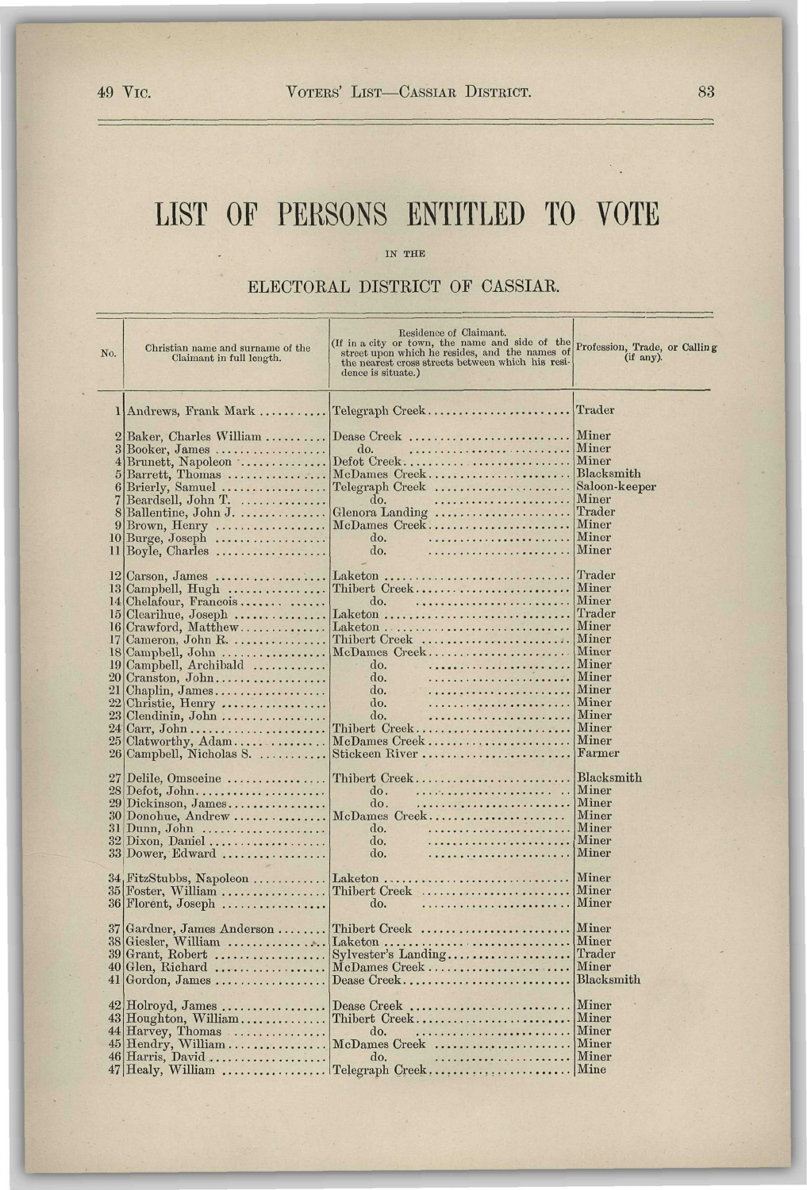# LIST OF PERSONS ENTITLED TO VOTE

IN THE

## ELECTORAL DISTRICT OF CASSIAR.

| No. | Christian name and surname of the Claimant in full length. | Residence of Claimant. (If in a city or town, the name and side of the street upon which he resides, and the names of the nearest cross streets between which his residence is situate.) | Profession, Trade, or Calling (if any). |
|---|---|---|---|
| 1 | Andrews, Frank Mark | Telegraph Creek | Trader |
| 2 | Baker, Charles William | Dease Creek | Miner |
| 3 | Booker, James | do. | Miner |
| 4 | Brunett, Napoleon | Defot Creek | Miner |
| 5 | Barrett, Thomas | McDames Creek | Blacksmith |
| 6 | Brierly, Samuel | Telegraph Creek | Saloon-keeper |
| 7 | Beardsell, John T. | do. | Miner |
| 8 | Ballentine, John J. | Glenora Landing | Trader |
| 9 | Brown, Henry | McDames Creek | Miner |
| 10 | Burge, Joseph | do. | Miner |
| 11 | Boyle, Charles | do. | Miner |
| 12 | Carson, James | Laketon | Trader |
| 13 | Campbell, Hugh | Thibert Creek | Miner |
| 14 | Chelafour, Francois | do. | Miner |
| 15 | Clearihue, Joseph | Laketon | Trader |
| 16 | Crawford, Matthew | Laketon | Miner |
| 17 | Cameron, John R. | Thibert Creek | Miner |
| 18 | Campbell, John | McDames Creek | Miner |
| 19 | Campbell, Archibald | do. | Miner |
| 20 | Cranston, John | do. | Miner |
| 21 | Chaplin, James | do. | Miner |
| 22 | Christie, Henry | do. | Miner |
| 23 | Clendinin, John | do. | Miner |
| 24 | Carr, John | Thibert Creek | Miner |
| 25 | Clatworthy, Adam | McDames Creek | Miner |
| 26 | Campbell, Nicholas S. | Stickeen River | Farmer |
| 27 | Delile, Omsceine | Thibert Creek | Blacksmith |
| 28 | Defot, John | do. | Miner |
| 29 | Dickinson, James | do. | Miner |
| 30 | Donohue, Andrew | McDames Creek | Miner |
| 31 | Dunn, John | do. | Miner |
| 32 | Dixon, Daniel | do. | Miner |
| 33 | Dower, Edward | do. | Miner |
| 34 | FitzStubbs, Napoleon | Laketon | Miner |
| 35 | Foster, William | Thibert Creek | Miner |
| 36 | Florent, Joseph | do. | Miner |
| 37 | Gardner, James Anderson | Thibert Creek | Miner |
| 38 | Giesler, William | Laketon | Miner |
| 39 | Grant, Robert | Sylvester's Landing | Trader |
| 40 | Glen, Richard | McDames Creek | Miner |
| 41 | Gordon, James | Dease Creek | Blacksmith |
| 42 | Holroyd, James | Dease Creek | Miner |
| 43 | Houghton, William | Thibert Creek | Miner |
| 44 | Harvey, Thomas | do. | Miner |
| 45 | Hendry, William | McDames Creek | Miner |
| 46 | Harris, David | do. | Miner |
| 47 | Healy, William | Telegraph Creek | Mine |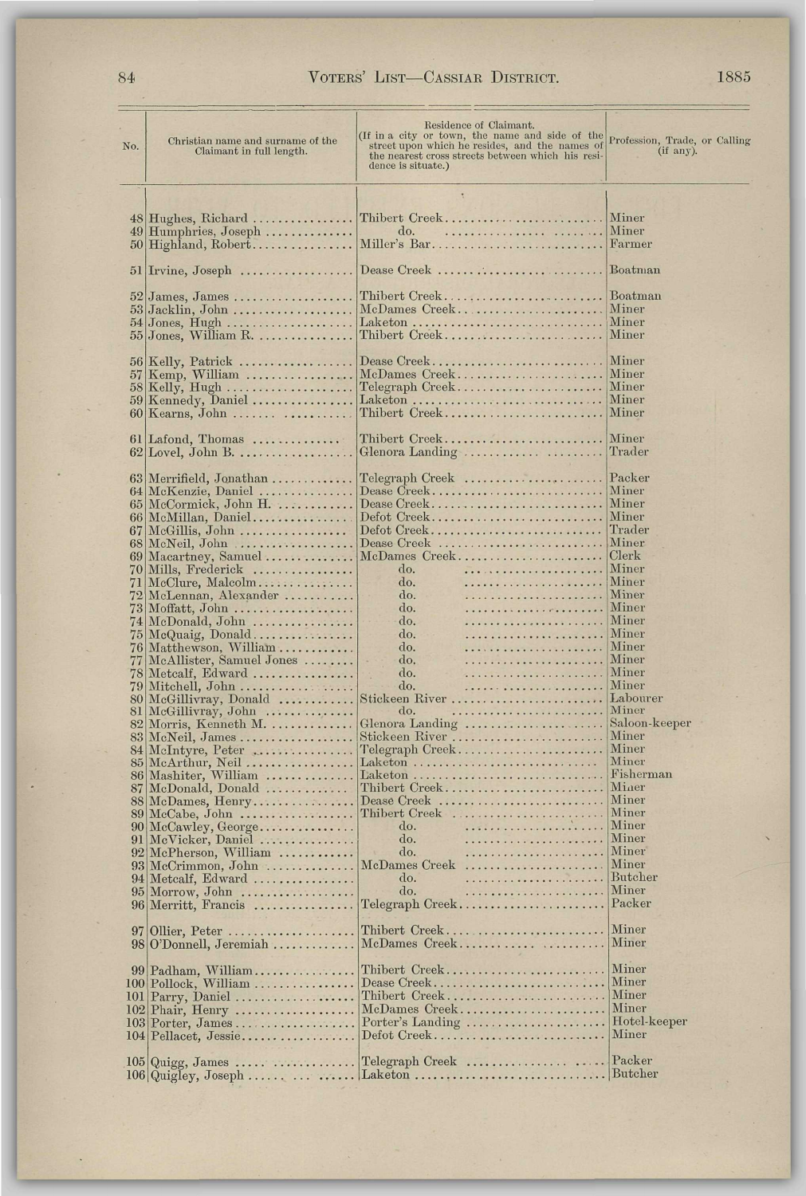# Voters' List—Cassiar District.

| No. | Christian name and surname of the Claimant in full length. | Residence of Claimant. (If in a city or town, the name and side of the street upon which he resides, and the names of the nearest cross streets between which his residence is situate.) | Profession, Trade, or Calling (if any). |
|---|---|---|---|
| 48 | Hughes, Richard | Thibert Creek | Miner |
| 49 | Humphries, Joseph | do. | Miner |
| 50 | Highland, Robert | Miller's Bar | Farmer |
| 51 | Irvine, Joseph | Dease Creek | Boatman |
| 52 | James, James | Thibert Creek | Boatman |
| 53 | Jacklin, John | McDames Creek | Miner |
| 54 | Jones, Hugh | Laketon | Miner |
| 55 | Jones, William R. | Thibert Creek | Miner |
| 56 | Kelly, Patrick | Dease Creek | Miner |
| 57 | Kemp, William | McDames Creek | Miner |
| 58 | Kelly, Hugh | Telegraph Creek | Miner |
| 59 | Kennedy, Daniel | Laketon | Miner |
| 60 | Kearns, John | Thibert Creek | Miner |
| 61 | Lafond, Thomas | Thibert Creek | Miner |
| 62 | Lovel, John B. | Glenora Landing | Trader |
| 63 | Merrifield, Jonathan | Telegraph Creek | Packer |
| 64 | McKenzie, Daniel | Dease Creek | Miner |
| 65 | McCormick, John H. | Dease Creek | Miner |
| 66 | McMillan, Daniel | Defot Creek | Miner |
| 67 | McGillis, John | Defot Creek | Trader |
| 68 | McNeil, John | Dease Creek | Miner |
| 69 | Macartney, Samuel | McDames Creek | Clerk |
| 70 | Mills, Frederick | do. | Miner |
| 71 | McClure, Malcolm | do. | Miner |
| 72 | McLennan, Alexander | do. | Miner |
| 73 | Moffatt, John | do. | Miner |
| 74 | McDonald, John | do. | Miner |
| 75 | McQuaig, Donald | do. | Miner |
| 76 | Matthewson, William | do. | Miner |
| 77 | McAllister, Samuel Jones | do. | Miner |
| 78 | Metcalf, Edward | do. | Miner |
| 79 | Mitchell, John | do. | Miner |
| 80 | McGillivray, Donald | Stickeen River | Labourer |
| 81 | McGillivray, John | do. | Miner |
| 82 | Morris, Kenneth M. | Glenora Landing | Saloon-keeper |
| 83 | McNeil, James | Stickeen River | Miner |
| 84 | McIntyre, Peter | Telegraph Creek | Miner |
| 85 | McArthur, Neil | Laketon | Miner |
| 86 | Mashiter, William | Laketon | Fisherman |
| 87 | McDonald, Donald | Thibert Creek | Miner |
| 88 | McDames, Henry | Dease Creek | Miner |
| 89 | McCabe, John | Thibert Creek | Miner |
| 90 | McCawley, George | do. | Miner |
| 91 | McVicker, Daniel | do. | Miner |
| 92 | McPherson, William | do. | Miner |
| 93 | McCrimmon, John | McDames Creek | Miner |
| 94 | Metcalf, Edward | do. | Butcher |
| 95 | Morrow, John | do. | Miner |
| 96 | Merritt, Francis | Telegraph Creek | Packer |
| 97 | Ollier, Peter | Thibert Creek | Miner |
| 98 | O'Donnell, Jeremiah | McDames Creek | Miner |
| 99 | Padham, William | Thibert Creek | Miner |
| 100 | Pollock, William | Dease Creek | Miner |
| 101 | Parry, Daniel | Thibert Creek | Miner |
| 102 | Phair, Henry | McDames Creek | Miner |
| 103 | Porter, James | Porter's Landing | Hotel-keeper |
| 104 | Pellacet, Jessie | Defot Creek | Miner |
| 105 | Quigg, James | Telegraph Creek | Packer |
| 106 | Quigley, Joseph | Laketon | Butcher |